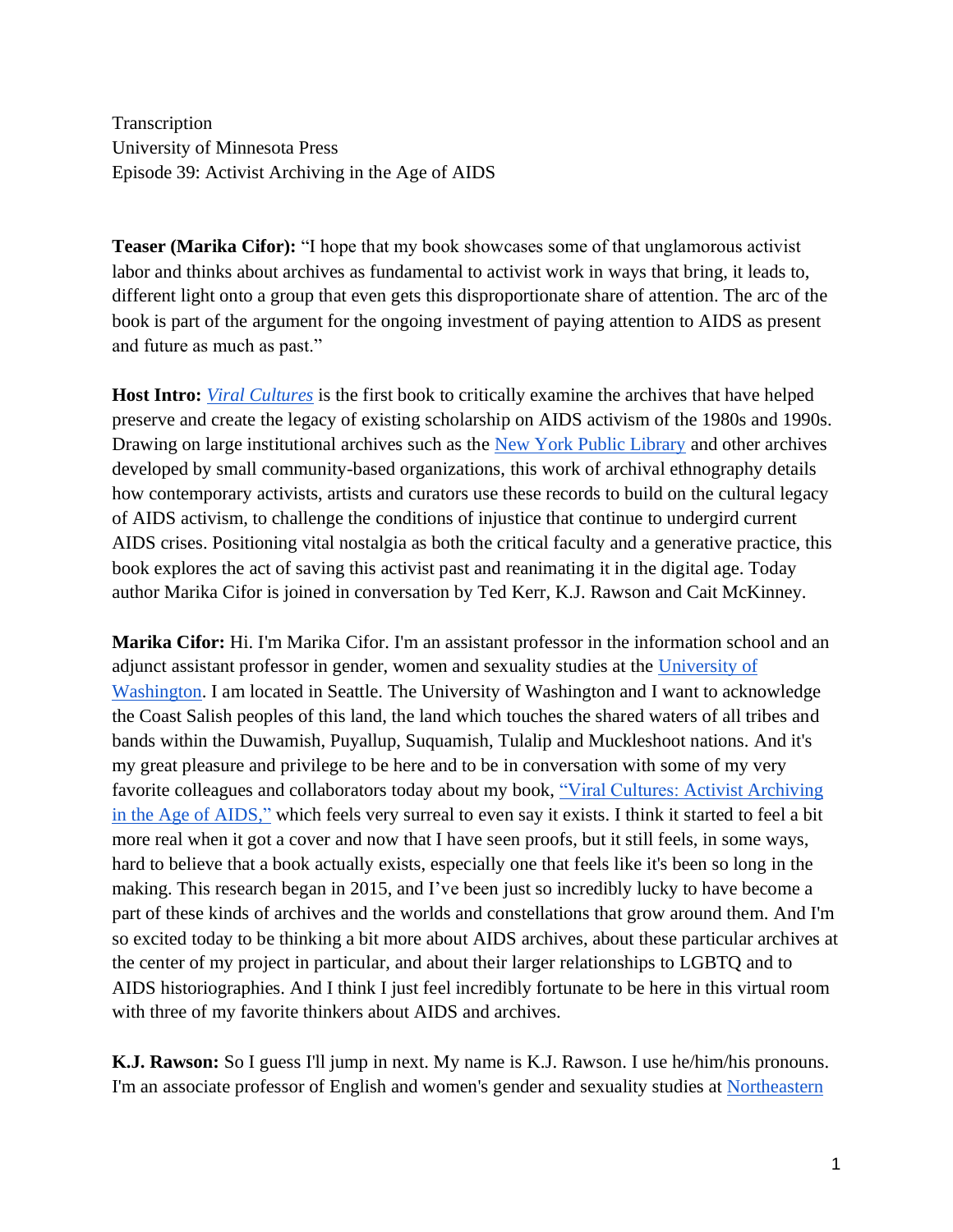Transcription
University of Minnesota Press
Episode 39: Activist Archiving in the Age of AIDS

**Teaser (Marika Cifor):** "I hope that my book showcases some of that unglamorous activist labor and thinks about archives as fundamental to activist work in ways that bring, it leads to, different light onto a group that even gets this disproportionate share of attention. The arc of the book is part of the argument for the ongoing investment of paying attention to AIDS as present and future as much as past."

**Host Intro:** *Viral Cultures* is the first book to critically examine the archives that have helped preserve and create the legacy of existing scholarship on AIDS activism of the 1980s and 1990s. Drawing on large institutional archives such as the New York Public Library and other archives developed by small community-based organizations, this work of archival ethnography details how contemporary activists, artists and curators use these records to build on the cultural legacy of AIDS activism, to challenge the conditions of injustice that continue to undergird current AIDS crises. Positioning vital nostalgia as both the critical faculty and a generative practice, this book explores the act of saving this activist past and reanimating it in the digital age. Today author Marika Cifor is joined in conversation by Ted Kerr, K.J. Rawson and Cait McKinney.

**Marika Cifor:** Hi. I'm Marika Cifor. I'm an assistant professor in the information school and an adjunct assistant professor in gender, women and sexuality studies at the University of Washington. I am located in Seattle. The University of Washington and I want to acknowledge the Coast Salish peoples of this land, the land which touches the shared waters of all tribes and bands within the Duwamish, Puyallup, Suquamish, Tulalip and Muckleshoot nations. And it's my great pleasure and privilege to be here and to be in conversation with some of my very favorite colleagues and collaborators today about my book, "Viral Cultures: Activist Archiving in the Age of AIDS," which feels very surreal to even say it exists. I think it started to feel a bit more real when it got a cover and now that I have seen proofs, but it still feels, in some ways, hard to believe that a book actually exists, especially one that feels like it's been so long in the making. This research began in 2015, and I've been just so incredibly lucky to have become a part of these kinds of archives and the worlds and constellations that grow around them. And I'm so excited today to be thinking a bit more about AIDS archives, about these particular archives at the center of my project in particular, and about their larger relationships to LGBTQ and to AIDS historiographies. And I think I just feel incredibly fortunate to be here in this virtual room with three of my favorite thinkers about AIDS and archives.

**K.J. Rawson:** So I guess I'll jump in next. My name is K.J. Rawson. I use he/him/his pronouns. I'm an associate professor of English and women's gender and sexuality studies at Northeastern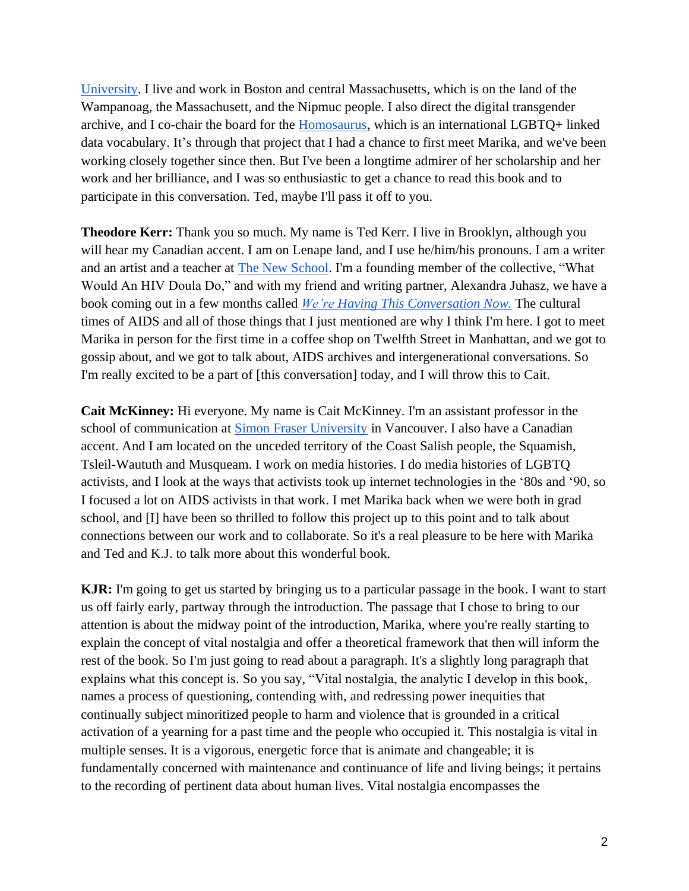University. I live and work in Boston and central Massachusetts, which is on the land of the Wampanoag, the Massachusett, and the Nipmuc people. I also direct the digital transgender archive, and I co-chair the board for the Homosaurus, which is an international LGBTQ+ linked data vocabulary. It's through that project that I had a chance to first meet Marika, and we've been working closely together since then. But I've been a longtime admirer of her scholarship and her work and her brilliance, and I was so enthusiastic to get a chance to read this book and to participate in this conversation. Ted, maybe I'll pass it off to you.

**Theodore Kerr:** Thank you so much. My name is Ted Kerr. I live in Brooklyn, although you will hear my Canadian accent. I am on Lenape land, and I use he/him/his pronouns. I am a writer and an artist and a teacher at The New School. I'm a founding member of the collective, "What Would An HIV Doula Do," and with my friend and writing partner, Alexandra Juhasz, we have a book coming out in a few months called *We're Having This Conversation Now.* The cultural times of AIDS and all of those things that I just mentioned are why I think I'm here. I got to meet Marika in person for the first time in a coffee shop on Twelfth Street in Manhattan, and we got to gossip about, and we got to talk about, AIDS archives and intergenerational conversations. So I'm really excited to be a part of [this conversation] today, and I will throw this to Cait.

**Cait McKinney:** Hi everyone. My name is Cait McKinney. I'm an assistant professor in the school of communication at Simon Fraser University in Vancouver. I also have a Canadian accent. And I am located on the unceded territory of the Coast Salish people, the Squamish, Tsleil-Waututh and Musqueam. I work on media histories. I do media histories of LGBTQ activists, and I look at the ways that activists took up internet technologies in the '80s and '90, so I focused a lot on AIDS activists in that work. I met Marika back when we were both in grad school, and [I] have been so thrilled to follow this project up to this point and to talk about connections between our work and to collaborate. So it's a real pleasure to be here with Marika and Ted and K.J. to talk more about this wonderful book.

**KJR:** I'm going to get us started by bringing us to a particular passage in the book. I want to start us off fairly early, partway through the introduction. The passage that I chose to bring to our attention is about the midway point of the introduction, Marika, where you're really starting to explain the concept of vital nostalgia and offer a theoretical framework that then will inform the rest of the book. So I'm just going to read about a paragraph. It's a slightly long paragraph that explains what this concept is. So you say, "Vital nostalgia, the analytic I develop in this book, names a process of questioning, contending with, and redressing power inequities that continually subject minoritized people to harm and violence that is grounded in a critical activation of a yearning for a past time and the people who occupied it. This nostalgia is vital in multiple senses. It is a vigorous, energetic force that is animate and changeable; it is fundamentally concerned with maintenance and continuance of life and living beings; it pertains to the recording of pertinent data about human lives. Vital nostalgia encompasses the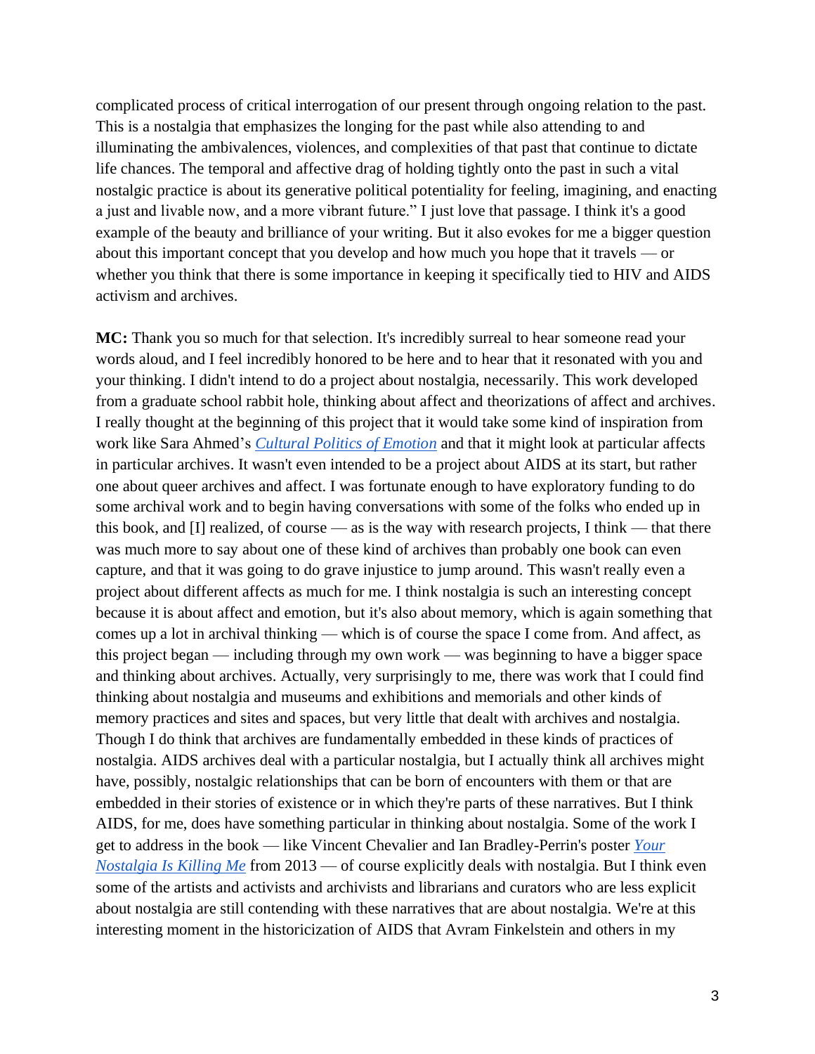complicated process of critical interrogation of our present through ongoing relation to the past. This is a nostalgia that emphasizes the longing for the past while also attending to and illuminating the ambivalences, violences, and complexities of that past that continue to dictate life chances. The temporal and affective drag of holding tightly onto the past in such a vital nostalgic practice is about its generative political potentiality for feeling, imagining, and enacting a just and livable now, and a more vibrant future." I just love that passage. I think it's a good example of the beauty and brilliance of your writing. But it also evokes for me a bigger question about this important concept that you develop and how much you hope that it travels — or whether you think that there is some importance in keeping it specifically tied to HIV and AIDS activism and archives.

**MC:** Thank you so much for that selection. It's incredibly surreal to hear someone read your words aloud, and I feel incredibly honored to be here and to hear that it resonated with you and your thinking. I didn't intend to do a project about nostalgia, necessarily. This work developed from a graduate school rabbit hole, thinking about affect and theorizations of affect and archives. I really thought at the beginning of this project that it would take some kind of inspiration from work like Sara Ahmed's [*Cultural Politics of Emotion*] and that it might look at particular affects in particular archives. It wasn't even intended to be a project about AIDS at its start, but rather one about queer archives and affect. I was fortunate enough to have exploratory funding to do some archival work and to begin having conversations with some of the folks who ended up in this book, and [I] realized, of course — as is the way with research projects, I think — that there was much more to say about one of these kind of archives than probably one book can even capture, and that it was going to do grave injustice to jump around. This wasn't really even a project about different affects as much for me. I think nostalgia is such an interesting concept because it is about affect and emotion, but it's also about memory, which is again something that comes up a lot in archival thinking — which is of course the space I come from. And affect, as this project began — including through my own work — was beginning to have a bigger space and thinking about archives. Actually, very surprisingly to me, there was work that I could find thinking about nostalgia and museums and exhibitions and memorials and other kinds of memory practices and sites and spaces, but very little that dealt with archives and nostalgia. Though I do think that archives are fundamentally embedded in these kinds of practices of nostalgia. AIDS archives deal with a particular nostalgia, but I actually think all archives might have, possibly, nostalgic relationships that can be born of encounters with them or that are embedded in their stories of existence or in which they're parts of these narratives. But I think AIDS, for me, does have something particular in thinking about nostalgia. Some of the work I get to address in the book — like Vincent Chevalier and Ian Bradley-Perrin's poster [*Your Nostalgia Is Killing Me*] from 2013 — of course explicitly deals with nostalgia. But I think even some of the artists and activists and archivists and librarians and curators who are less explicit about nostalgia are still contending with these narratives that are about nostalgia. We're at this interesting moment in the historicization of AIDS that Avram Finkelstein and others in my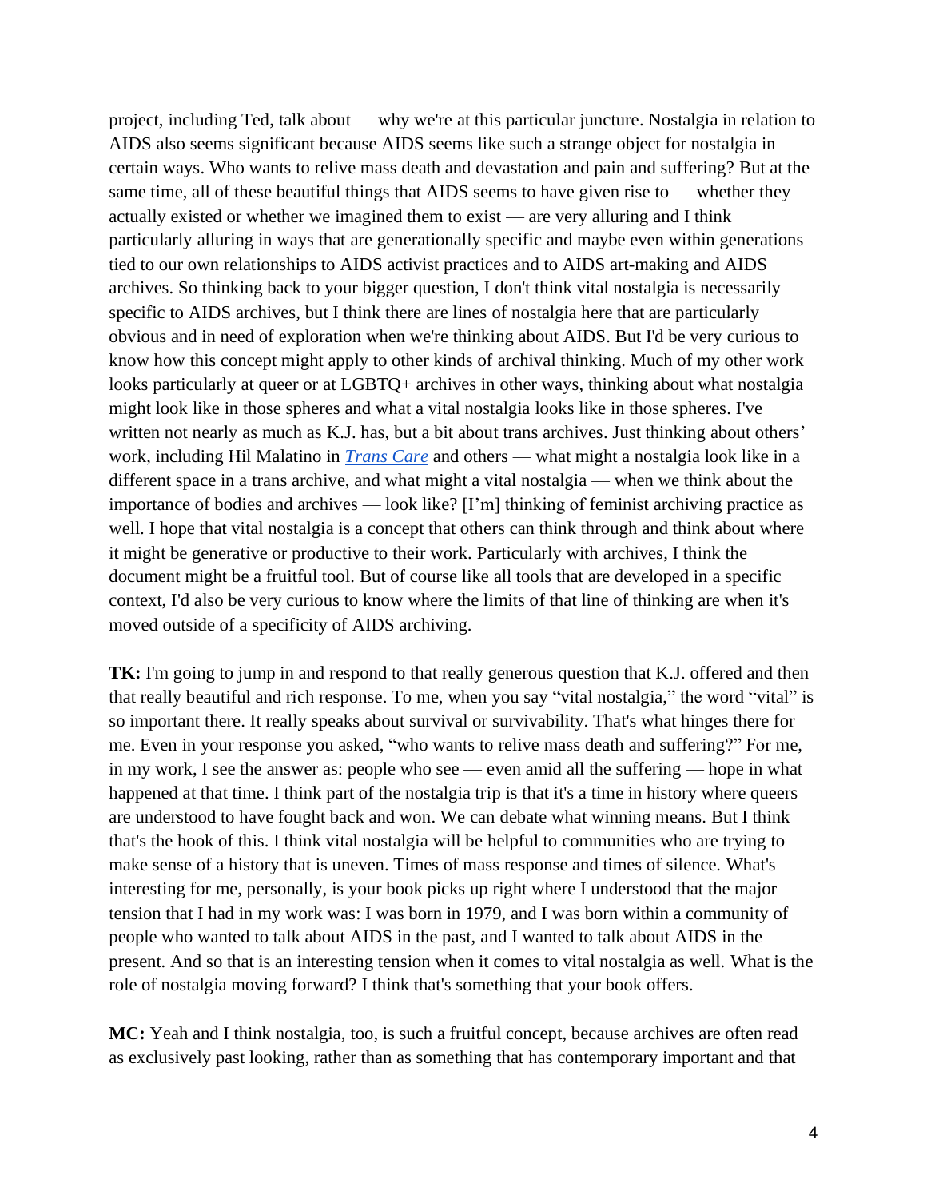project, including Ted, talk about — why we're at this particular juncture. Nostalgia in relation to AIDS also seems significant because AIDS seems like such a strange object for nostalgia in certain ways. Who wants to relive mass death and devastation and pain and suffering? But at the same time, all of these beautiful things that AIDS seems to have given rise to — whether they actually existed or whether we imagined them to exist — are very alluring and I think particularly alluring in ways that are generationally specific and maybe even within generations tied to our own relationships to AIDS activist practices and to AIDS art-making and AIDS archives. So thinking back to your bigger question, I don't think vital nostalgia is necessarily specific to AIDS archives, but I think there are lines of nostalgia here that are particularly obvious and in need of exploration when we're thinking about AIDS. But I'd be very curious to know how this concept might apply to other kinds of archival thinking. Much of my other work looks particularly at queer or at LGBTQ+ archives in other ways, thinking about what nostalgia might look like in those spheres and what a vital nostalgia looks like in those spheres. I've written not nearly as much as K.J. has, but a bit about trans archives. Just thinking about others' work, including Hil Malatino in *Trans Care* and others — what might a nostalgia look like in a different space in a trans archive, and what might a vital nostalgia — when we think about the importance of bodies and archives — look like? [I'm] thinking of feminist archiving practice as well. I hope that vital nostalgia is a concept that others can think through and think about where it might be generative or productive to their work. Particularly with archives, I think the document might be a fruitful tool. But of course like all tools that are developed in a specific context, I'd also be very curious to know where the limits of that line of thinking are when it's moved outside of a specificity of AIDS archiving.

**TK:** I'm going to jump in and respond to that really generous question that K.J. offered and then that really beautiful and rich response. To me, when you say "vital nostalgia," the word "vital" is so important there. It really speaks about survival or survivability. That's what hinges there for me. Even in your response you asked, "who wants to relive mass death and suffering?" For me, in my work, I see the answer as: people who see — even amid all the suffering — hope in what happened at that time. I think part of the nostalgia trip is that it's a time in history where queers are understood to have fought back and won. We can debate what winning means. But I think that's the hook of this. I think vital nostalgia will be helpful to communities who are trying to make sense of a history that is uneven. Times of mass response and times of silence. What's interesting for me, personally, is your book picks up right where I understood that the major tension that I had in my work was: I was born in 1979, and I was born within a community of people who wanted to talk about AIDS in the past, and I wanted to talk about AIDS in the present. And so that is an interesting tension when it comes to vital nostalgia as well. What is the role of nostalgia moving forward? I think that's something that your book offers.

**MC:** Yeah and I think nostalgia, too, is such a fruitful concept, because archives are often read as exclusively past looking, rather than as something that has contemporary important and that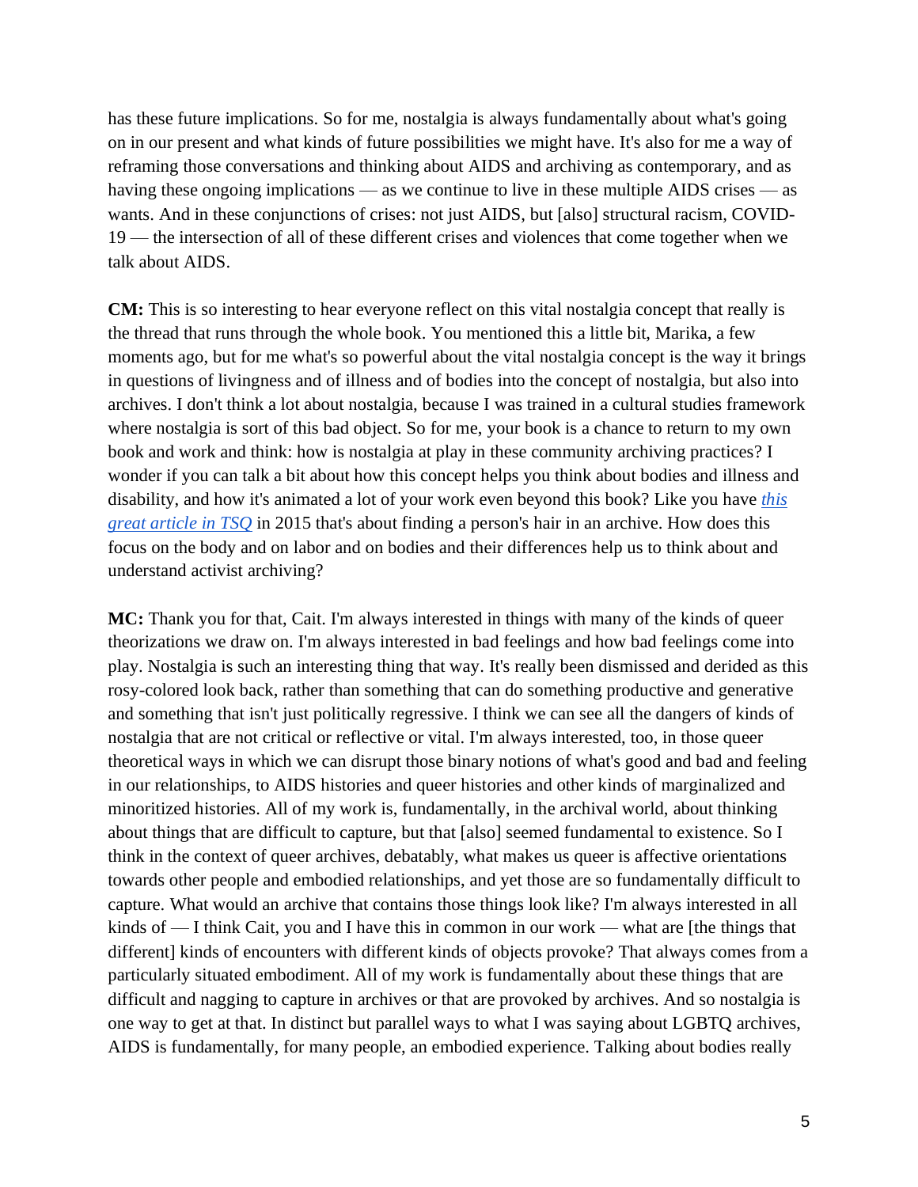has these future implications. So for me, nostalgia is always fundamentally about what's going on in our present and what kinds of future possibilities we might have. It's also for me a way of reframing those conversations and thinking about AIDS and archiving as contemporary, and as having these ongoing implications — as we continue to live in these multiple AIDS crises — as wants. And in these conjunctions of crises: not just AIDS, but [also] structural racism, COVID-19 — the intersection of all of these different crises and violences that come together when we talk about AIDS.

**CM:** This is so interesting to hear everyone reflect on this vital nostalgia concept that really is the thread that runs through the whole book. You mentioned this a little bit, Marika, a few moments ago, but for me what's so powerful about the vital nostalgia concept is the way it brings in questions of livingness and of illness and of bodies into the concept of nostalgia, but also into archives. I don't think a lot about nostalgia, because I was trained in a cultural studies framework where nostalgia is sort of this bad object. So for me, your book is a chance to return to my own book and work and think: how is nostalgia at play in these community archiving practices? I wonder if you can talk a bit about how this concept helps you think about bodies and illness and disability, and how it's animated a lot of your work even beyond this book? Like you have *this great article in TSQ* in 2015 that's about finding a person's hair in an archive. How does this focus on the body and on labor and on bodies and their differences help us to think about and understand activist archiving?

**MC:** Thank you for that, Cait. I'm always interested in things with many of the kinds of queer theorizations we draw on. I'm always interested in bad feelings and how bad feelings come into play. Nostalgia is such an interesting thing that way. It's really been dismissed and derided as this rosy-colored look back, rather than something that can do something productive and generative and something that isn't just politically regressive. I think we can see all the dangers of kinds of nostalgia that are not critical or reflective or vital. I'm always interested, too, in those queer theoretical ways in which we can disrupt those binary notions of what's good and bad and feeling in our relationships, to AIDS histories and queer histories and other kinds of marginalized and minoritized histories. All of my work is, fundamentally, in the archival world, about thinking about things that are difficult to capture, but that [also] seemed fundamental to existence. So I think in the context of queer archives, debatably, what makes us queer is affective orientations towards other people and embodied relationships, and yet those are so fundamentally difficult to capture. What would an archive that contains those things look like? I'm always interested in all kinds of — I think Cait, you and I have this in common in our work — what are [the things that different] kinds of encounters with different kinds of objects provoke? That always comes from a particularly situated embodiment. All of my work is fundamentally about these things that are difficult and nagging to capture in archives or that are provoked by archives. And so nostalgia is one way to get at that. In distinct but parallel ways to what I was saying about LGBTQ archives, AIDS is fundamentally, for many people, an embodied experience. Talking about bodies really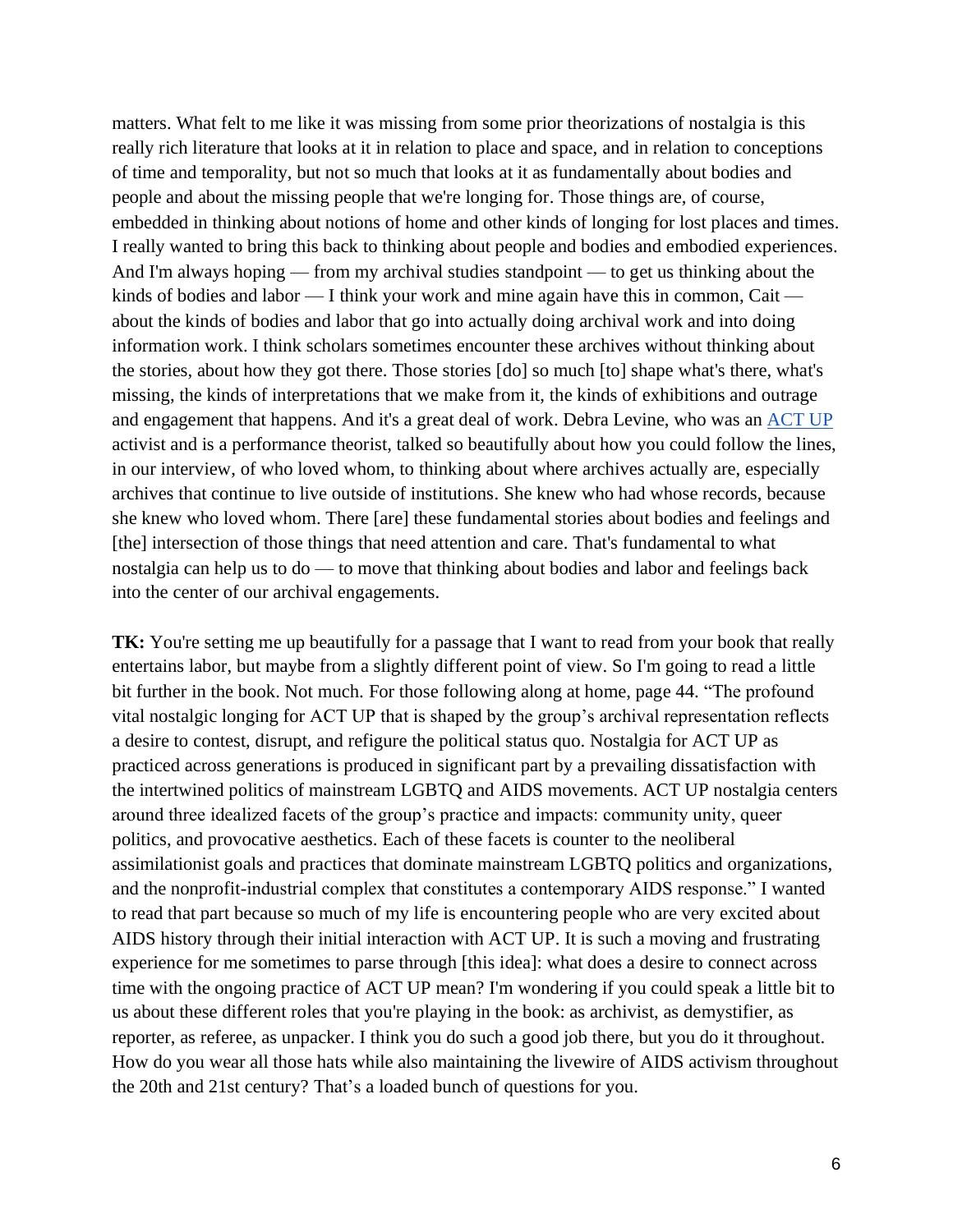matters. What felt to me like it was missing from some prior theorizations of nostalgia is this really rich literature that looks at it in relation to place and space, and in relation to conceptions of time and temporality, but not so much that looks at it as fundamentally about bodies and people and about the missing people that we're longing for. Those things are, of course, embedded in thinking about notions of home and other kinds of longing for lost places and times. I really wanted to bring this back to thinking about people and bodies and embodied experiences. And I'm always hoping — from my archival studies standpoint — to get us thinking about the kinds of bodies and labor — I think your work and mine again have this in common, Cait — about the kinds of bodies and labor that go into actually doing archival work and into doing information work. I think scholars sometimes encounter these archives without thinking about the stories, about how they got there. Those stories [do] so much [to] shape what's there, what's missing, the kinds of interpretations that we make from it, the kinds of exhibitions and outrage and engagement that happens. And it's a great deal of work. Debra Levine, who was an [ACT UP](ACT UP) activist and is a performance theorist, talked so beautifully about how you could follow the lines, in our interview, of who loved whom, to thinking about where archives actually are, especially archives that continue to live outside of institutions. She knew who had whose records, because she knew who loved whom. There [are] these fundamental stories about bodies and feelings and [the] intersection of those things that need attention and care. That's fundamental to what nostalgia can help us to do — to move that thinking about bodies and labor and feelings back into the center of our archival engagements.

**TK:** You're setting me up beautifully for a passage that I want to read from your book that really entertains labor, but maybe from a slightly different point of view. So I'm going to read a little bit further in the book. Not much. For those following along at home, page 44. "The profound vital nostalgic longing for ACT UP that is shaped by the group's archival representation reflects a desire to contest, disrupt, and refigure the political status quo. Nostalgia for ACT UP as practiced across generations is produced in significant part by a prevailing dissatisfaction with the intertwined politics of mainstream LGBTQ and AIDS movements. ACT UP nostalgia centers around three idealized facets of the group's practice and impacts: community unity, queer politics, and provocative aesthetics. Each of these facets is counter to the neoliberal assimilationist goals and practices that dominate mainstream LGBTQ politics and organizations, and the nonprofit-industrial complex that constitutes a contemporary AIDS response." I wanted to read that part because so much of my life is encountering people who are very excited about AIDS history through their initial interaction with ACT UP. It is such a moving and frustrating experience for me sometimes to parse through [this idea]: what does a desire to connect across time with the ongoing practice of ACT UP mean? I'm wondering if you could speak a little bit to us about these different roles that you're playing in the book: as archivist, as demystifier, as reporter, as referee, as unpacker. I think you do such a good job there, but you do it throughout. How do you wear all those hats while also maintaining the livewire of AIDS activism throughout the 20th and 21st century? That's a loaded bunch of questions for you.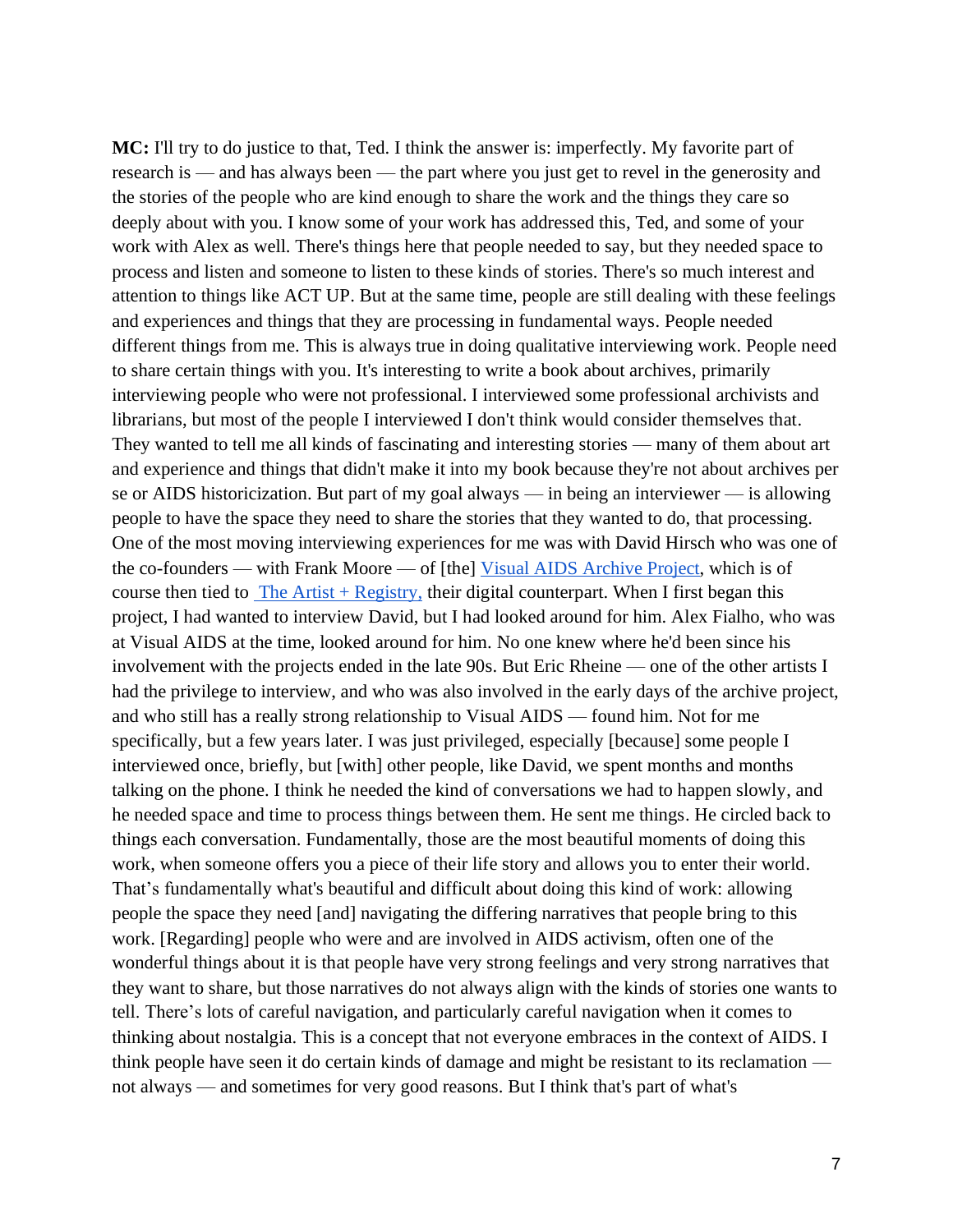**MC:** I'll try to do justice to that, Ted. I think the answer is: imperfectly. My favorite part of research is — and has always been — the part where you just get to revel in the generosity and the stories of the people who are kind enough to share the work and the things they care so deeply about with you. I know some of your work has addressed this, Ted, and some of your work with Alex as well. There's things here that people needed to say, but they needed space to process and listen and someone to listen to these kinds of stories. There's so much interest and attention to things like ACT UP. But at the same time, people are still dealing with these feelings and experiences and things that they are processing in fundamental ways. People needed different things from me. This is always true in doing qualitative interviewing work. People need to share certain things with you. It's interesting to write a book about archives, primarily interviewing people who were not professional. I interviewed some professional archivists and librarians, but most of the people I interviewed I don't think would consider themselves that. They wanted to tell me all kinds of fascinating and interesting stories — many of them about art and experience and things that didn't make it into my book because they're not about archives per se or AIDS historicization. But part of my goal always — in being an interviewer — is allowing people to have the space they need to share the stories that they wanted to do, that processing. One of the most moving interviewing experiences for me was with David Hirsch who was one of the co-founders — with Frank Moore — of [the] Visual AIDS Archive Project, which is of course then tied to The Artist + Registry, their digital counterpart. When I first began this project, I had wanted to interview David, but I had looked around for him. Alex Fialho, who was at Visual AIDS at the time, looked around for him. No one knew where he'd been since his involvement with the projects ended in the late 90s. But Eric Rheine — one of the other artists I had the privilege to interview, and who was also involved in the early days of the archive project, and who still has a really strong relationship to Visual AIDS — found him. Not for me specifically, but a few years later. I was just privileged, especially [because] some people I interviewed once, briefly, but [with] other people, like David, we spent months and months talking on the phone. I think he needed the kind of conversations we had to happen slowly, and he needed space and time to process things between them. He sent me things. He circled back to things each conversation. Fundamentally, those are the most beautiful moments of doing this work, when someone offers you a piece of their life story and allows you to enter their world. That's fundamentally what's beautiful and difficult about doing this kind of work: allowing people the space they need [and] navigating the differing narratives that people bring to this work. [Regarding] people who were and are involved in AIDS activism, often one of the wonderful things about it is that people have very strong feelings and very strong narratives that they want to share, but those narratives do not always align with the kinds of stories one wants to tell. There's lots of careful navigation, and particularly careful navigation when it comes to thinking about nostalgia. This is a concept that not everyone embraces in the context of AIDS. I think people have seen it do certain kinds of damage and might be resistant to its reclamation — not always — and sometimes for very good reasons. But I think that's part of what's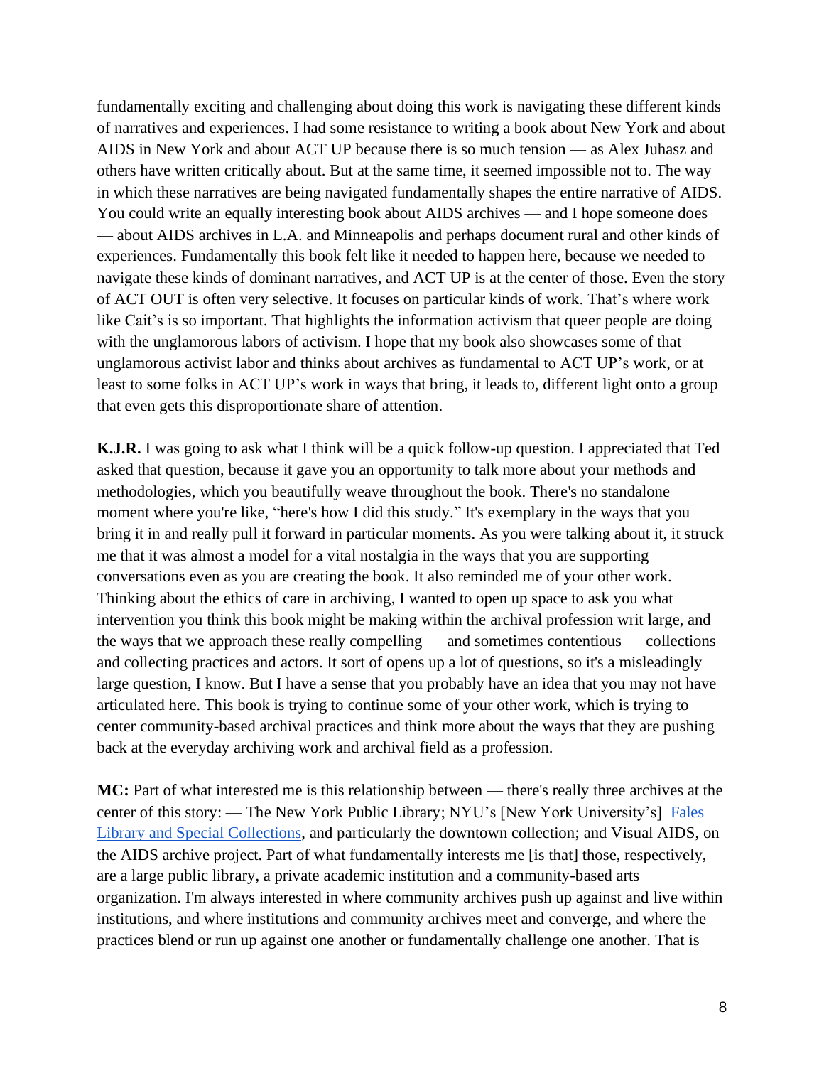fundamentally exciting and challenging about doing this work is navigating these different kinds of narratives and experiences. I had some resistance to writing a book about New York and about AIDS in New York and about ACT UP because there is so much tension — as Alex Juhasz and others have written critically about. But at the same time, it seemed impossible not to. The way in which these narratives are being navigated fundamentally shapes the entire narrative of AIDS. You could write an equally interesting book about AIDS archives — and I hope someone does — about AIDS archives in L.A. and Minneapolis and perhaps document rural and other kinds of experiences. Fundamentally this book felt like it needed to happen here, because we needed to navigate these kinds of dominant narratives, and ACT UP is at the center of those. Even the story of ACT OUT is often very selective. It focuses on particular kinds of work. That's where work like Cait's is so important. That highlights the information activism that queer people are doing with the unglamorous labors of activism. I hope that my book also showcases some of that unglamorous activist labor and thinks about archives as fundamental to ACT UP's work, or at least to some folks in ACT UP's work in ways that bring, it leads to, different light onto a group that even gets this disproportionate share of attention.

**K.J.R.** I was going to ask what I think will be a quick follow-up question. I appreciated that Ted asked that question, because it gave you an opportunity to talk more about your methods and methodologies, which you beautifully weave throughout the book. There's no standalone moment where you're like, "here's how I did this study." It's exemplary in the ways that you bring it in and really pull it forward in particular moments. As you were talking about it, it struck me that it was almost a model for a vital nostalgia in the ways that you are supporting conversations even as you are creating the book. It also reminded me of your other work. Thinking about the ethics of care in archiving, I wanted to open up space to ask you what intervention you think this book might be making within the archival profession writ large, and the ways that we approach these really compelling — and sometimes contentious — collections and collecting practices and actors. It sort of opens up a lot of questions, so it's a misleadingly large question, I know. But I have a sense that you probably have an idea that you may not have articulated here. This book is trying to continue some of your other work, which is trying to center community-based archival practices and think more about the ways that they are pushing back at the everyday archiving work and archival field as a profession.

**MC:** Part of what interested me is this relationship between — there's really three archives at the center of this story: — The New York Public Library; NYU's [New York University's] Fales Library and Special Collections, and particularly the downtown collection; and Visual AIDS, on the AIDS archive project. Part of what fundamentally interests me [is that] those, respectively, are a large public library, a private academic institution and a community-based arts organization. I'm always interested in where community archives push up against and live within institutions, and where institutions and community archives meet and converge, and where the practices blend or run up against one another or fundamentally challenge one another. That is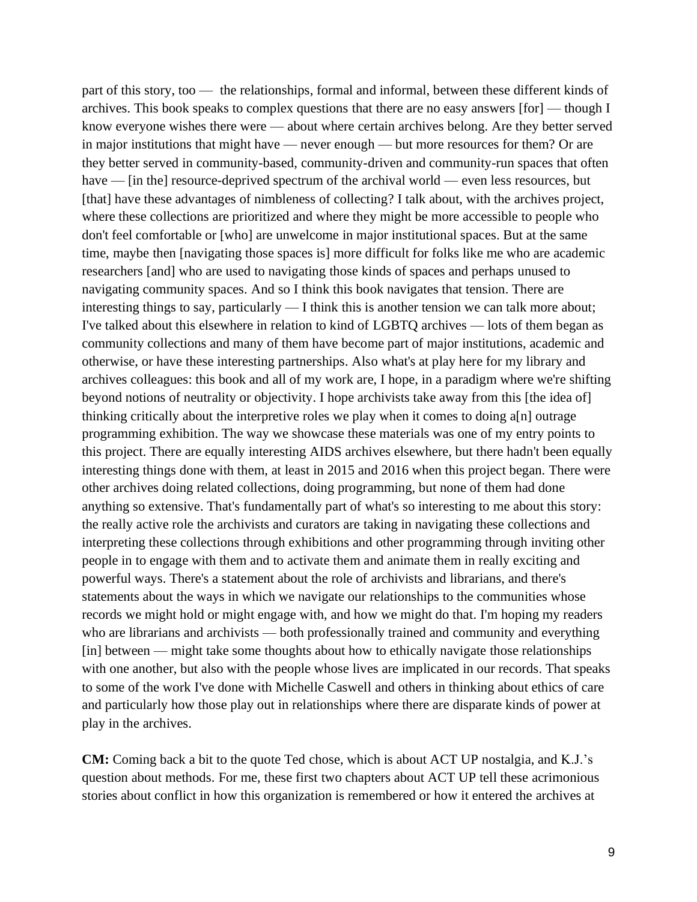part of this story, too — the relationships, formal and informal, between these different kinds of archives. This book speaks to complex questions that there are no easy answers [for] — though I know everyone wishes there were — about where certain archives belong. Are they better served in major institutions that might have — never enough — but more resources for them? Or are they better served in community-based, community-driven and community-run spaces that often have — [in the] resource-deprived spectrum of the archival world — even less resources, but [that] have these advantages of nimbleness of collecting? I talk about, with the archives project, where these collections are prioritized and where they might be more accessible to people who don't feel comfortable or [who] are unwelcome in major institutional spaces. But at the same time, maybe then [navigating those spaces is] more difficult for folks like me who are academic researchers [and] who are used to navigating those kinds of spaces and perhaps unused to navigating community spaces. And so I think this book navigates that tension. There are interesting things to say, particularly — I think this is another tension we can talk more about; I've talked about this elsewhere in relation to kind of LGBTQ archives — lots of them began as community collections and many of them have become part of major institutions, academic and otherwise, or have these interesting partnerships. Also what's at play here for my library and archives colleagues: this book and all of my work are, I hope, in a paradigm where we're shifting beyond notions of neutrality or objectivity. I hope archivists take away from this [the idea of] thinking critically about the interpretive roles we play when it comes to doing a[n] outrage programming exhibition. The way we showcase these materials was one of my entry points to this project. There are equally interesting AIDS archives elsewhere, but there hadn't been equally interesting things done with them, at least in 2015 and 2016 when this project began. There were other archives doing related collections, doing programming, but none of them had done anything so extensive. That's fundamentally part of what's so interesting to me about this story: the really active role the archivists and curators are taking in navigating these collections and interpreting these collections through exhibitions and other programming through inviting other people in to engage with them and to activate them and animate them in really exciting and powerful ways. There's a statement about the role of archivists and librarians, and there's statements about the ways in which we navigate our relationships to the communities whose records we might hold or might engage with, and how we might do that. I'm hoping my readers who are librarians and archivists — both professionally trained and community and everything [in] between — might take some thoughts about how to ethically navigate those relationships with one another, but also with the people whose lives are implicated in our records. That speaks to some of the work I've done with Michelle Caswell and others in thinking about ethics of care and particularly how those play out in relationships where there are disparate kinds of power at play in the archives.

**CM:** Coming back a bit to the quote Ted chose, which is about ACT UP nostalgia, and K.J.'s question about methods. For me, these first two chapters about ACT UP tell these acrimonious stories about conflict in how this organization is remembered or how it entered the archives at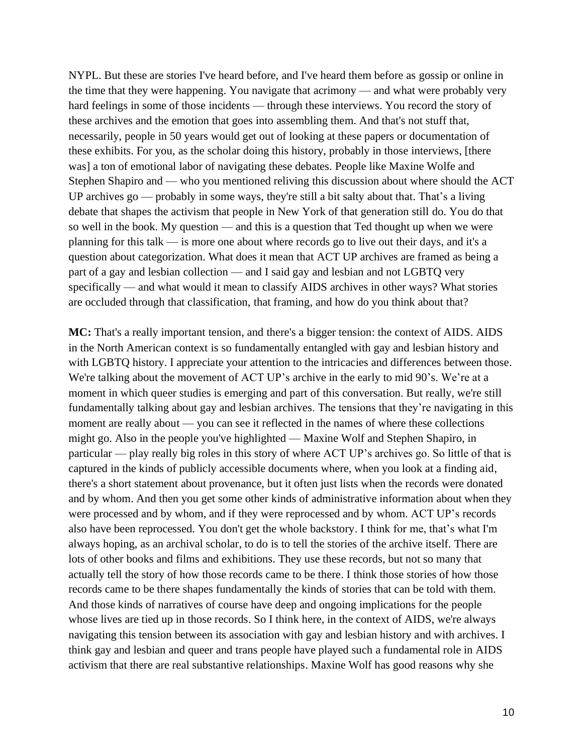NYPL. But these are stories I've heard before, and I've heard them before as gossip or online in the time that they were happening. You navigate that acrimony — and what were probably very hard feelings in some of those incidents — through these interviews. You record the story of these archives and the emotion that goes into assembling them. And that's not stuff that, necessarily, people in 50 years would get out of looking at these papers or documentation of these exhibits. For you, as the scholar doing this history, probably in those interviews, [there was] a ton of emotional labor of navigating these debates. People like Maxine Wolfe and Stephen Shapiro and — who you mentioned reliving this discussion about where should the ACT UP archives go — probably in some ways, they're still a bit salty about that. That's a living debate that shapes the activism that people in New York of that generation still do. You do that so well in the book. My question — and this is a question that Ted thought up when we were planning for this talk — is more one about where records go to live out their days, and it's a question about categorization. What does it mean that ACT UP archives are framed as being a part of a gay and lesbian collection — and I said gay and lesbian and not LGBTQ very specifically — and what would it mean to classify AIDS archives in other ways? What stories are occluded through that classification, that framing, and how do you think about that?

**MC:** That's a really important tension, and there's a bigger tension: the context of AIDS. AIDS in the North American context is so fundamentally entangled with gay and lesbian history and with LGBTQ history. I appreciate your attention to the intricacies and differences between those. We're talking about the movement of ACT UP's archive in the early to mid 90's. We're at a moment in which queer studies is emerging and part of this conversation. But really, we're still fundamentally talking about gay and lesbian archives. The tensions that they're navigating in this moment are really about — you can see it reflected in the names of where these collections might go. Also in the people you've highlighted — Maxine Wolf and Stephen Shapiro, in particular — play really big roles in this story of where ACT UP's archives go. So little of that is captured in the kinds of publicly accessible documents where, when you look at a finding aid, there's a short statement about provenance, but it often just lists when the records were donated and by whom. And then you get some other kinds of administrative information about when they were processed and by whom, and if they were reprocessed and by whom. ACT UP's records also have been reprocessed. You don't get the whole backstory. I think for me, that's what I'm always hoping, as an archival scholar, to do is to tell the stories of the archive itself. There are lots of other books and films and exhibitions. They use these records, but not so many that actually tell the story of how those records came to be there. I think those stories of how those records came to be there shapes fundamentally the kinds of stories that can be told with them. And those kinds of narratives of course have deep and ongoing implications for the people whose lives are tied up in those records. So I think here, in the context of AIDS, we're always navigating this tension between its association with gay and lesbian history and with archives. I think gay and lesbian and queer and trans people have played such a fundamental role in AIDS activism that there are real substantive relationships. Maxine Wolf has good reasons why she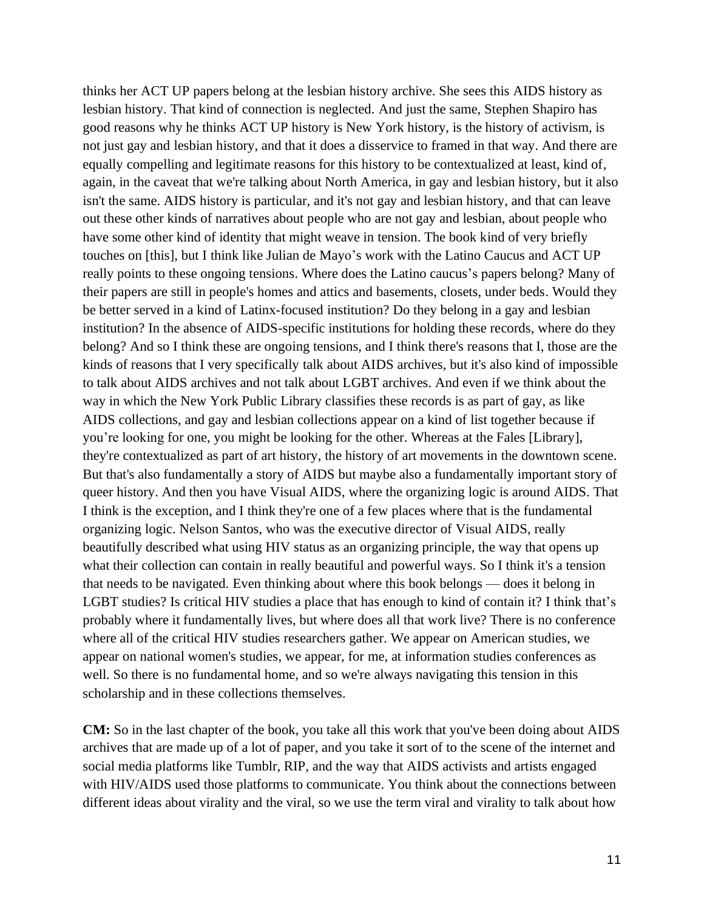thinks her ACT UP papers belong at the lesbian history archive. She sees this AIDS history as lesbian history. That kind of connection is neglected. And just the same, Stephen Shapiro has good reasons why he thinks ACT UP history is New York history, is the history of activism, is not just gay and lesbian history, and that it does a disservice to framed in that way. And there are equally compelling and legitimate reasons for this history to be contextualized at least, kind of, again, in the caveat that we're talking about North America, in gay and lesbian history, but it also isn't the same. AIDS history is particular, and it's not gay and lesbian history, and that can leave out these other kinds of narratives about people who are not gay and lesbian, about people who have some other kind of identity that might weave in tension. The book kind of very briefly touches on [this], but I think like Julian de Mayo's work with the Latino Caucus and ACT UP really points to these ongoing tensions. Where does the Latino caucus's papers belong? Many of their papers are still in people's homes and attics and basements, closets, under beds. Would they be better served in a kind of Latinx-focused institution? Do they belong in a gay and lesbian institution? In the absence of AIDS-specific institutions for holding these records, where do they belong? And so I think these are ongoing tensions, and I think there's reasons that I, those are the kinds of reasons that I very specifically talk about AIDS archives, but it's also kind of impossible to talk about AIDS archives and not talk about LGBT archives. And even if we think about the way in which the New York Public Library classifies these records is as part of gay, as like AIDS collections, and gay and lesbian collections appear on a kind of list together because if you're looking for one, you might be looking for the other. Whereas at the Fales [Library], they're contextualized as part of art history, the history of art movements in the downtown scene. But that's also fundamentally a story of AIDS but maybe also a fundamentally important story of queer history. And then you have Visual AIDS, where the organizing logic is around AIDS. That I think is the exception, and I think they're one of a few places where that is the fundamental organizing logic. Nelson Santos, who was the executive director of Visual AIDS, really beautifully described what using HIV status as an organizing principle, the way that opens up what their collection can contain in really beautiful and powerful ways. So I think it's a tension that needs to be navigated. Even thinking about where this book belongs — does it belong in LGBT studies? Is critical HIV studies a place that has enough to kind of contain it? I think that's probably where it fundamentally lives, but where does all that work live? There is no conference where all of the critical HIV studies researchers gather. We appear on American studies, we appear on national women's studies, we appear, for me, at information studies conferences as well. So there is no fundamental home, and so we're always navigating this tension in this scholarship and in these collections themselves.

**CM:** So in the last chapter of the book, you take all this work that you've been doing about AIDS archives that are made up of a lot of paper, and you take it sort of to the scene of the internet and social media platforms like Tumblr, RIP, and the way that AIDS activists and artists engaged with HIV/AIDS used those platforms to communicate. You think about the connections between different ideas about virality and the viral, so we use the term viral and virality to talk about how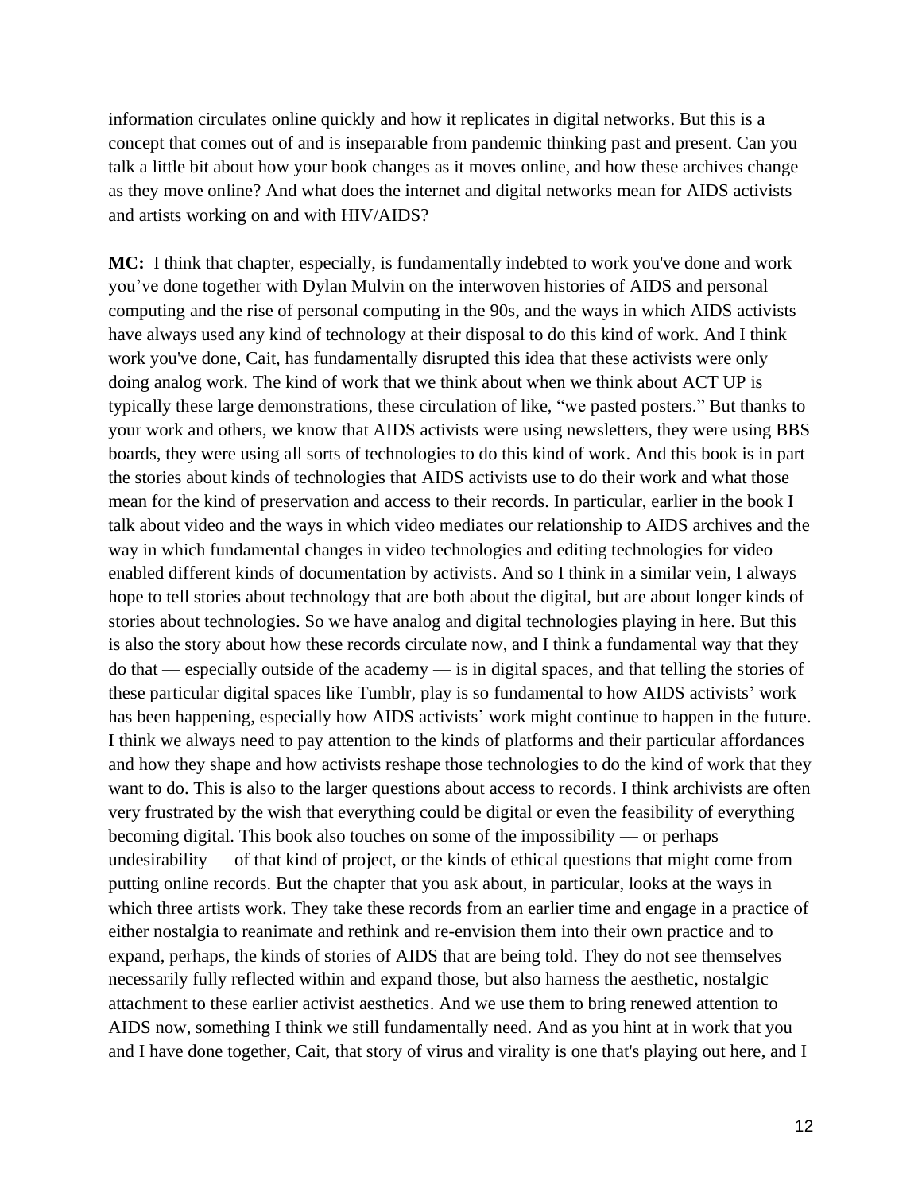information circulates online quickly and how it replicates in digital networks. But this is a concept that comes out of and is inseparable from pandemic thinking past and present. Can you talk a little bit about how your book changes as it moves online, and how these archives change as they move online? And what does the internet and digital networks mean for AIDS activists and artists working on and with HIV/AIDS?

**MC:** I think that chapter, especially, is fundamentally indebted to work you've done and work you've done together with Dylan Mulvin on the interwoven histories of AIDS and personal computing and the rise of personal computing in the 90s, and the ways in which AIDS activists have always used any kind of technology at their disposal to do this kind of work. And I think work you've done, Cait, has fundamentally disrupted this idea that these activists were only doing analog work. The kind of work that we think about when we think about ACT UP is typically these large demonstrations, these circulation of like, "we pasted posters." But thanks to your work and others, we know that AIDS activists were using newsletters, they were using BBS boards, they were using all sorts of technologies to do this kind of work. And this book is in part the stories about kinds of technologies that AIDS activists use to do their work and what those mean for the kind of preservation and access to their records. In particular, earlier in the book I talk about video and the ways in which video mediates our relationship to AIDS archives and the way in which fundamental changes in video technologies and editing technologies for video enabled different kinds of documentation by activists. And so I think in a similar vein, I always hope to tell stories about technology that are both about the digital, but are about longer kinds of stories about technologies. So we have analog and digital technologies playing in here. But this is also the story about how these records circulate now, and I think a fundamental way that they do that — especially outside of the academy — is in digital spaces, and that telling the stories of these particular digital spaces like Tumblr, play is so fundamental to how AIDS activists' work has been happening, especially how AIDS activists' work might continue to happen in the future. I think we always need to pay attention to the kinds of platforms and their particular affordances and how they shape and how activists reshape those technologies to do the kind of work that they want to do. This is also to the larger questions about access to records. I think archivists are often very frustrated by the wish that everything could be digital or even the feasibility of everything becoming digital. This book also touches on some of the impossibility — or perhaps undesirability — of that kind of project, or the kinds of ethical questions that might come from putting online records. But the chapter that you ask about, in particular, looks at the ways in which three artists work. They take these records from an earlier time and engage in a practice of either nostalgia to reanimate and rethink and re-envision them into their own practice and to expand, perhaps, the kinds of stories of AIDS that are being told. They do not see themselves necessarily fully reflected within and expand those, but also harness the aesthetic, nostalgic attachment to these earlier activist aesthetics. And we use them to bring renewed attention to AIDS now, something I think we still fundamentally need. And as you hint at in work that you and I have done together, Cait, that story of virus and virality is one that's playing out here, and I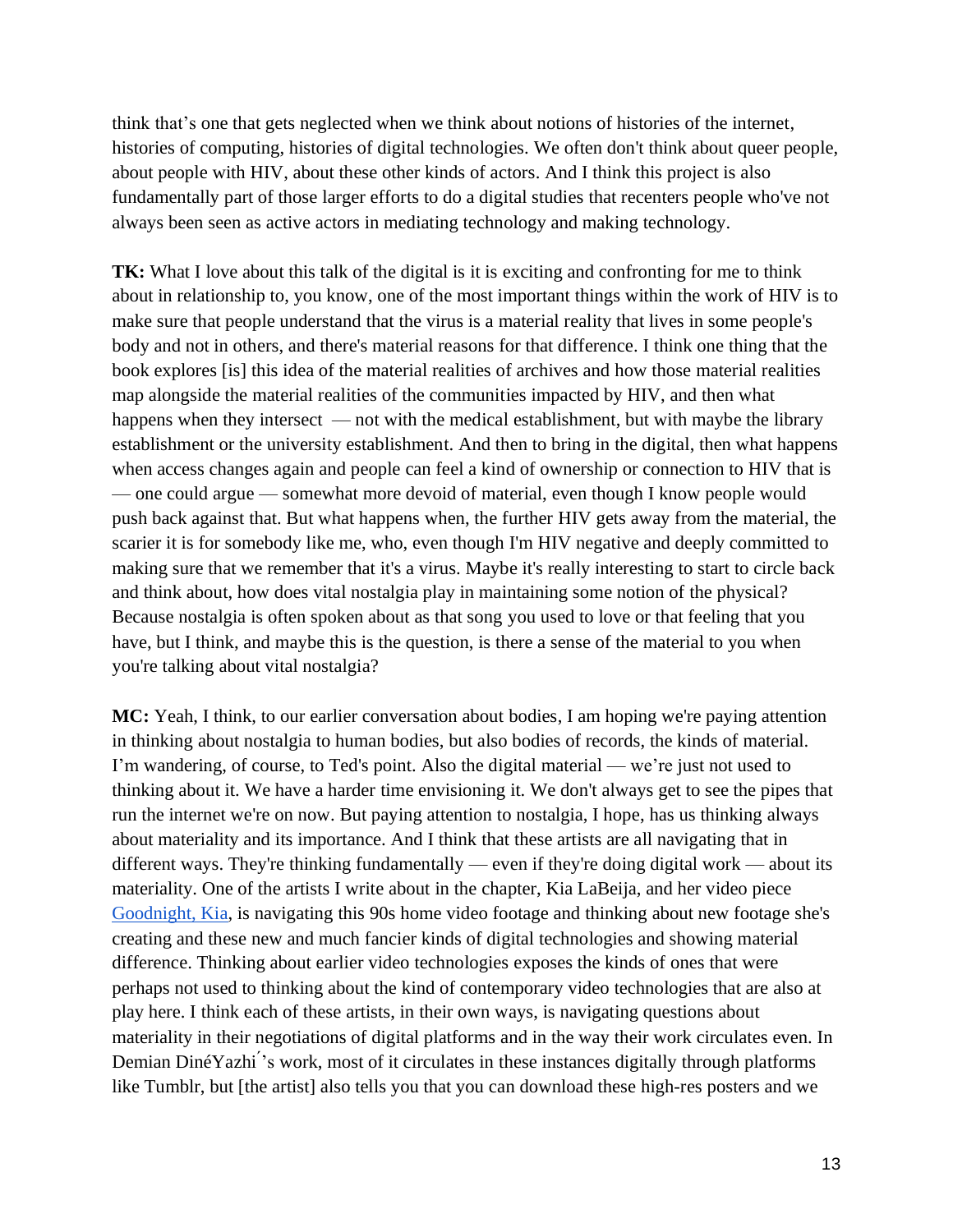think that's one that gets neglected when we think about notions of histories of the internet, histories of computing, histories of digital technologies. We often don't think about queer people, about people with HIV, about these other kinds of actors. And I think this project is also fundamentally part of those larger efforts to do a digital studies that recenters people who've not always been seen as active actors in mediating technology and making technology.

**TK:** What I love about this talk of the digital is it is exciting and confronting for me to think about in relationship to, you know, one of the most important things within the work of HIV is to make sure that people understand that the virus is a material reality that lives in some people's body and not in others, and there's material reasons for that difference. I think one thing that the book explores [is] this idea of the material realities of archives and how those material realities map alongside the material realities of the communities impacted by HIV, and then what happens when they intersect — not with the medical establishment, but with maybe the library establishment or the university establishment. And then to bring in the digital, then what happens when access changes again and people can feel a kind of ownership or connection to HIV that is — one could argue — somewhat more devoid of material, even though I know people would push back against that. But what happens when, the further HIV gets away from the material, the scarier it is for somebody like me, who, even though I'm HIV negative and deeply committed to making sure that we remember that it's a virus. Maybe it's really interesting to start to circle back and think about, how does vital nostalgia play in maintaining some notion of the physical? Because nostalgia is often spoken about as that song you used to love or that feeling that you have, but I think, and maybe this is the question, is there a sense of the material to you when you're talking about vital nostalgia?

**MC:** Yeah, I think, to our earlier conversation about bodies, I am hoping we're paying attention in thinking about nostalgia to human bodies, but also bodies of records, the kinds of material. I'm wandering, of course, to Ted's point. Also the digital material — we're just not used to thinking about it. We have a harder time envisioning it. We don't always get to see the pipes that run the internet we're on now. But paying attention to nostalgia, I hope, has us thinking always about materiality and its importance. And I think that these artists are all navigating that in different ways. They're thinking fundamentally — even if they're doing digital work — about its materiality. One of the artists I write about in the chapter, Kia LaBeija, and her video piece [Goodnight, Kia](), is navigating this 90s home video footage and thinking about new footage she's creating and these new and much fancier kinds of digital technologies and showing material difference. Thinking about earlier video technologies exposes the kinds of ones that were perhaps not used to thinking about the kind of contemporary video technologies that are also at play here. I think each of these artists, in their own ways, is navigating questions about materiality in their negotiations of digital platforms and in the way their work circulates even. In Demian DinéYazhi´'s work, most of it circulates in these instances digitally through platforms like Tumblr, but [the artist] also tells you that you can download these high-res posters and we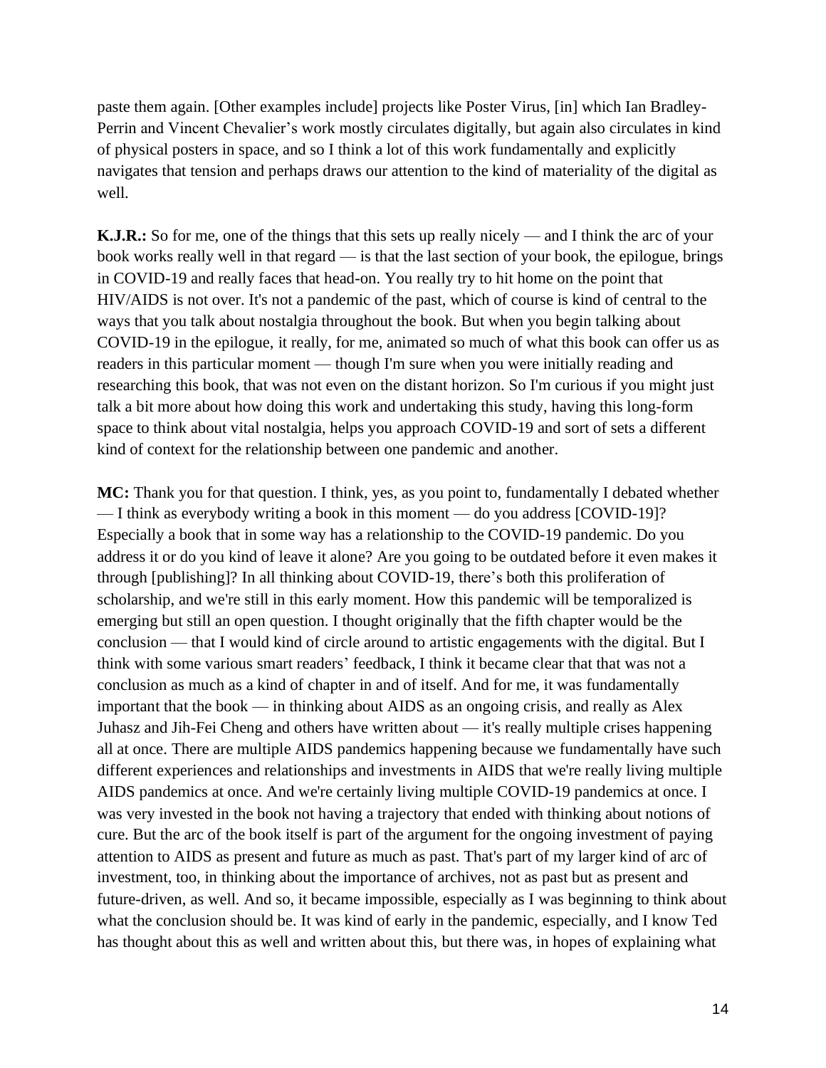paste them again. [Other examples include] projects like Poster Virus, [in] which Ian Bradley-Perrin and Vincent Chevalier's work mostly circulates digitally, but again also circulates in kind of physical posters in space, and so I think a lot of this work fundamentally and explicitly navigates that tension and perhaps draws our attention to the kind of materiality of the digital as well.

**K.J.R.:** So for me, one of the things that this sets up really nicely — and I think the arc of your book works really well in that regard — is that the last section of your book, the epilogue, brings in COVID-19 and really faces that head-on. You really try to hit home on the point that HIV/AIDS is not over. It's not a pandemic of the past, which of course is kind of central to the ways that you talk about nostalgia throughout the book. But when you begin talking about COVID-19 in the epilogue, it really, for me, animated so much of what this book can offer us as readers in this particular moment — though I'm sure when you were initially reading and researching this book, that was not even on the distant horizon. So I'm curious if you might just talk a bit more about how doing this work and undertaking this study, having this long-form space to think about vital nostalgia, helps you approach COVID-19 and sort of sets a different kind of context for the relationship between one pandemic and another.

**MC:** Thank you for that question. I think, yes, as you point to, fundamentally I debated whether — I think as everybody writing a book in this moment — do you address [COVID-19]? Especially a book that in some way has a relationship to the COVID-19 pandemic. Do you address it or do you kind of leave it alone? Are you going to be outdated before it even makes it through [publishing]? In all thinking about COVID-19, there's both this proliferation of scholarship, and we're still in this early moment. How this pandemic will be temporalized is emerging but still an open question. I thought originally that the fifth chapter would be the conclusion — that I would kind of circle around to artistic engagements with the digital. But I think with some various smart readers' feedback, I think it became clear that that was not a conclusion as much as a kind of chapter in and of itself. And for me, it was fundamentally important that the book — in thinking about AIDS as an ongoing crisis, and really as Alex Juhasz and Jih-Fei Cheng and others have written about — it's really multiple crises happening all at once. There are multiple AIDS pandemics happening because we fundamentally have such different experiences and relationships and investments in AIDS that we're really living multiple AIDS pandemics at once. And we're certainly living multiple COVID-19 pandemics at once. I was very invested in the book not having a trajectory that ended with thinking about notions of cure. But the arc of the book itself is part of the argument for the ongoing investment of paying attention to AIDS as present and future as much as past. That's part of my larger kind of arc of investment, too, in thinking about the importance of archives, not as past but as present and future-driven, as well. And so, it became impossible, especially as I was beginning to think about what the conclusion should be. It was kind of early in the pandemic, especially, and I know Ted has thought about this as well and written about this, but there was, in hopes of explaining what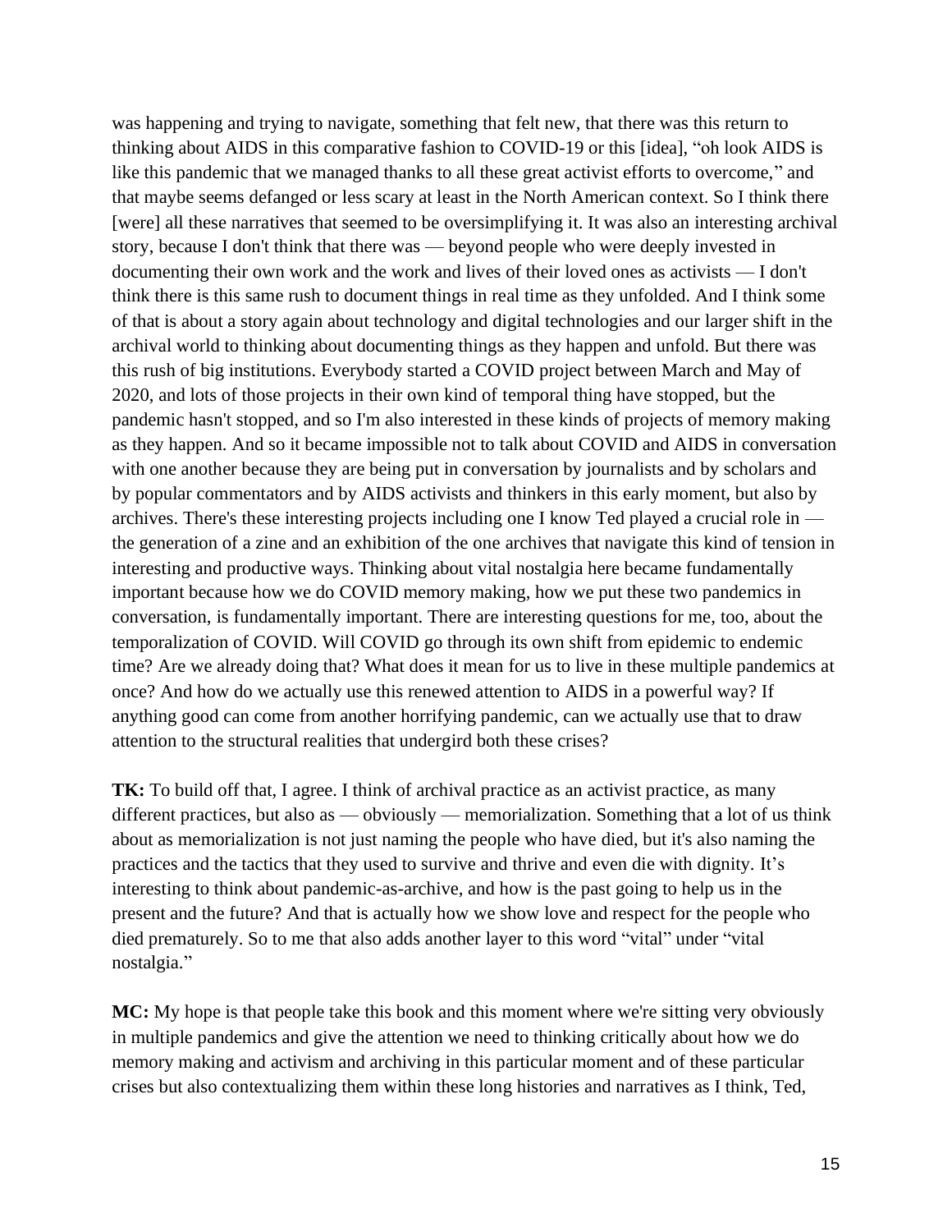was happening and trying to navigate, something that felt new, that there was this return to thinking about AIDS in this comparative fashion to COVID-19 or this [idea], "oh look AIDS is like this pandemic that we managed thanks to all these great activist efforts to overcome," and that maybe seems defanged or less scary at least in the North American context. So I think there [were] all these narratives that seemed to be oversimplifying it. It was also an interesting archival story, because I don't think that there was — beyond people who were deeply invested in documenting their own work and the work and lives of their loved ones as activists — I don't think there is this same rush to document things in real time as they unfolded. And I think some of that is about a story again about technology and digital technologies and our larger shift in the archival world to thinking about documenting things as they happen and unfold. But there was this rush of big institutions. Everybody started a COVID project between March and May of 2020, and lots of those projects in their own kind of temporal thing have stopped, but the pandemic hasn't stopped, and so I'm also interested in these kinds of projects of memory making as they happen. And so it became impossible not to talk about COVID and AIDS in conversation with one another because they are being put in conversation by journalists and by scholars and by popular commentators and by AIDS activists and thinkers in this early moment, but also by archives. There's these interesting projects including one I know Ted played a crucial role in — the generation of a zine and an exhibition of the one archives that navigate this kind of tension in interesting and productive ways. Thinking about vital nostalgia here became fundamentally important because how we do COVID memory making, how we put these two pandemics in conversation, is fundamentally important. There are interesting questions for me, too, about the temporalization of COVID. Will COVID go through its own shift from epidemic to endemic time? Are we already doing that? What does it mean for us to live in these multiple pandemics at once? And how do we actually use this renewed attention to AIDS in a powerful way? If anything good can come from another horrifying pandemic, can we actually use that to draw attention to the structural realities that undergird both these crises?

**TK:** To build off that, I agree. I think of archival practice as an activist practice, as many different practices, but also as — obviously — memorialization. Something that a lot of us think about as memorialization is not just naming the people who have died, but it's also naming the practices and the tactics that they used to survive and thrive and even die with dignity. It's interesting to think about pandemic-as-archive, and how is the past going to help us in the present and the future? And that is actually how we show love and respect for the people who died prematurely. So to me that also adds another layer to this word "vital" under "vital nostalgia."

**MC:** My hope is that people take this book and this moment where we're sitting very obviously in multiple pandemics and give the attention we need to thinking critically about how we do memory making and activism and archiving in this particular moment and of these particular crises but also contextualizing them within these long histories and narratives as I think, Ted,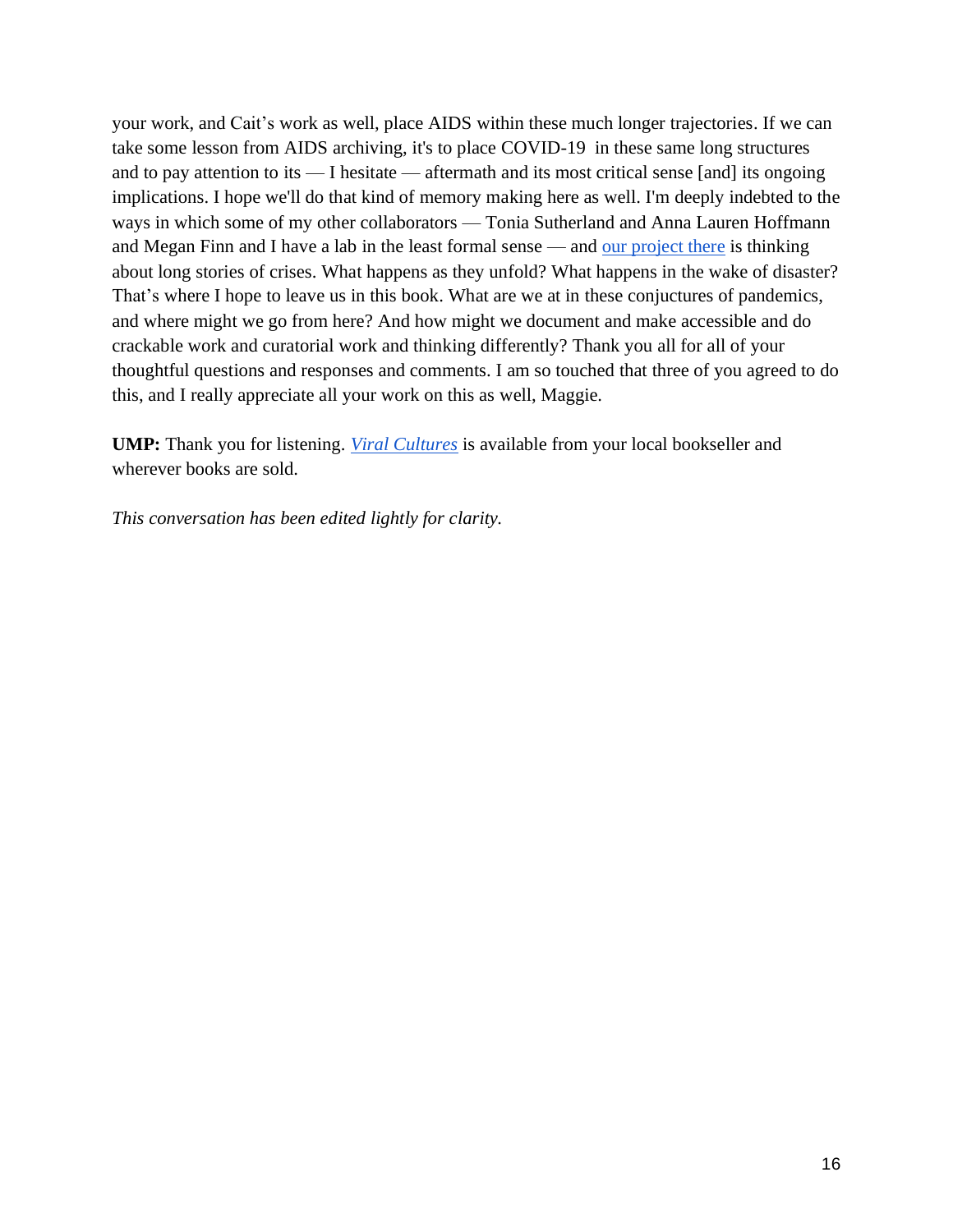your work, and Cait's work as well, place AIDS within these much longer trajectories. If we can take some lesson from AIDS archiving, it's to place COVID-19 in these same long structures and to pay attention to its — I hesitate — aftermath and its most critical sense [and] its ongoing implications. I hope we'll do that kind of memory making here as well. I'm deeply indebted to the ways in which some of my other collaborators — Tonia Sutherland and Anna Lauren Hoffmann and Megan Finn and I have a lab in the least formal sense — and our project there is thinking about long stories of crises. What happens as they unfold? What happens in the wake of disaster? That's where I hope to leave us in this book. What are we at in these conjunctures of pandemics, and where might we go from here? And how might we document and make accessible and do crackable work and curatorial work and thinking differently? Thank you all for all of your thoughtful questions and responses and comments. I am so touched that three of you agreed to do this, and I really appreciate all your work on this as well, Maggie.

**UMP:** Thank you for listening. *Viral Cultures* is available from your local bookseller and wherever books are sold.

*This conversation has been edited lightly for clarity.*